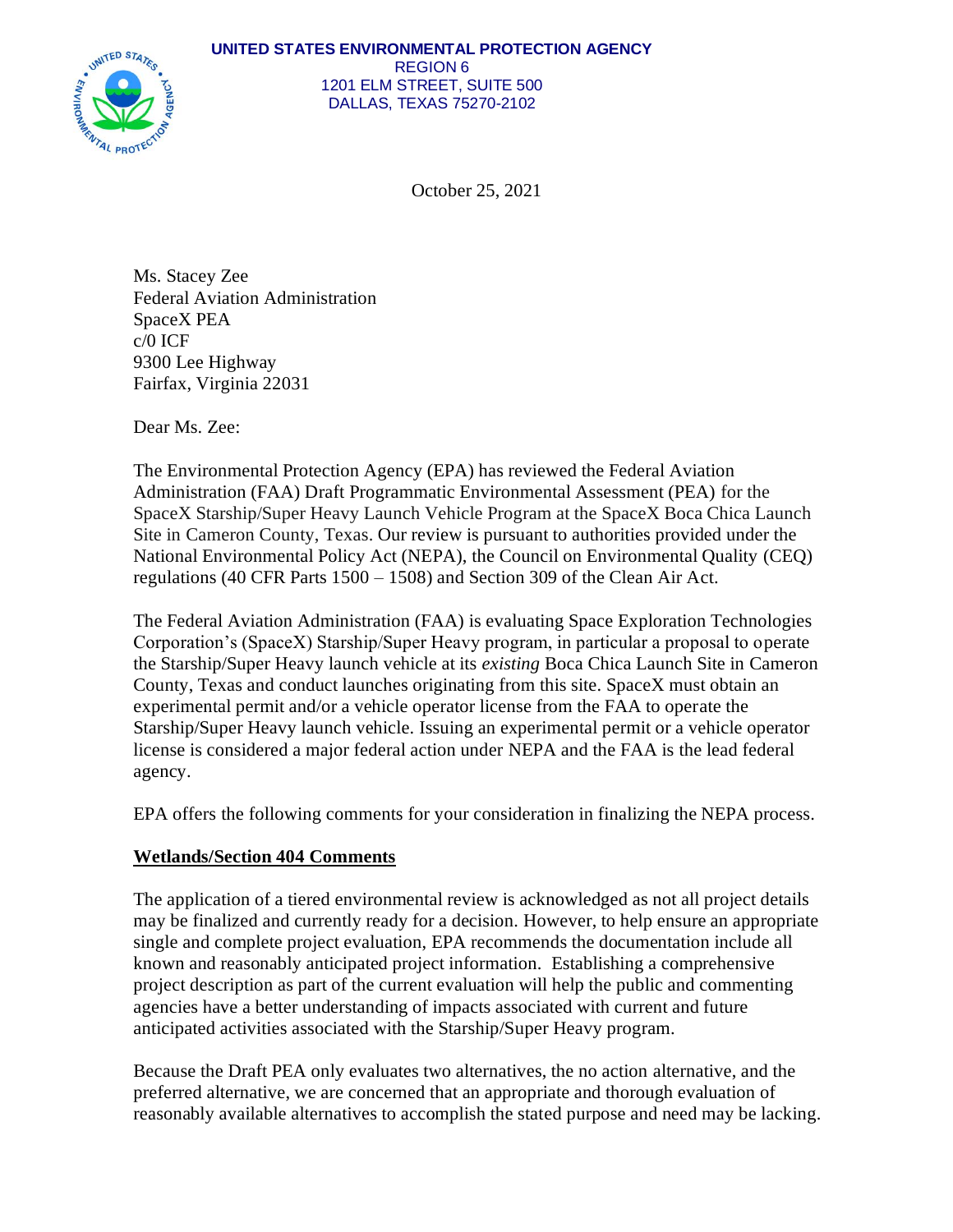**UNITED STATES ENVIRONMENTAL PROTECTION AGENCY**
REGION 6
1201 ELM STREET, SUITE 500
DALLAS, TEXAS 75270-2102

October 25, 2021

Ms. Stacey Zee
Federal Aviation Administration
SpaceX PEA
c/0 ICF
9300 Lee Highway
Fairfax, Virginia 22031

Dear Ms. Zee:

The Environmental Protection Agency (EPA) has reviewed the Federal Aviation Administration (FAA) Draft Programmatic Environmental Assessment (PEA) for the SpaceX Starship/Super Heavy Launch Vehicle Program at the SpaceX Boca Chica Launch Site in Cameron County, Texas. Our review is pursuant to authorities provided under the National Environmental Policy Act (NEPA), the Council on Environmental Quality (CEQ) regulations (40 CFR Parts 1500 – 1508) and Section 309 of the Clean Air Act.

The Federal Aviation Administration (FAA) is evaluating Space Exploration Technologies Corporation's (SpaceX) Starship/Super Heavy program, in particular a proposal to operate the Starship/Super Heavy launch vehicle at its *existing* Boca Chica Launch Site in Cameron County, Texas and conduct launches originating from this site. SpaceX must obtain an experimental permit and/or a vehicle operator license from the FAA to operate the Starship/Super Heavy launch vehicle. Issuing an experimental permit or a vehicle operator license is considered a major federal action under NEPA and the FAA is the lead federal agency.

EPA offers the following comments for your consideration in finalizing the NEPA process.

**Wetlands/Section 404 Comments**

The application of a tiered environmental review is acknowledged as not all project details may be finalized and currently ready for a decision. However, to help ensure an appropriate single and complete project evaluation, EPA recommends the documentation include all known and reasonably anticipated project information. Establishing a comprehensive project description as part of the current evaluation will help the public and commenting agencies have a better understanding of impacts associated with current and future anticipated activities associated with the Starship/Super Heavy program.

Because the Draft PEA only evaluates two alternatives, the no action alternative, and the preferred alternative, we are concerned that an appropriate and thorough evaluation of reasonably available alternatives to accomplish the stated purpose and need may be lacking.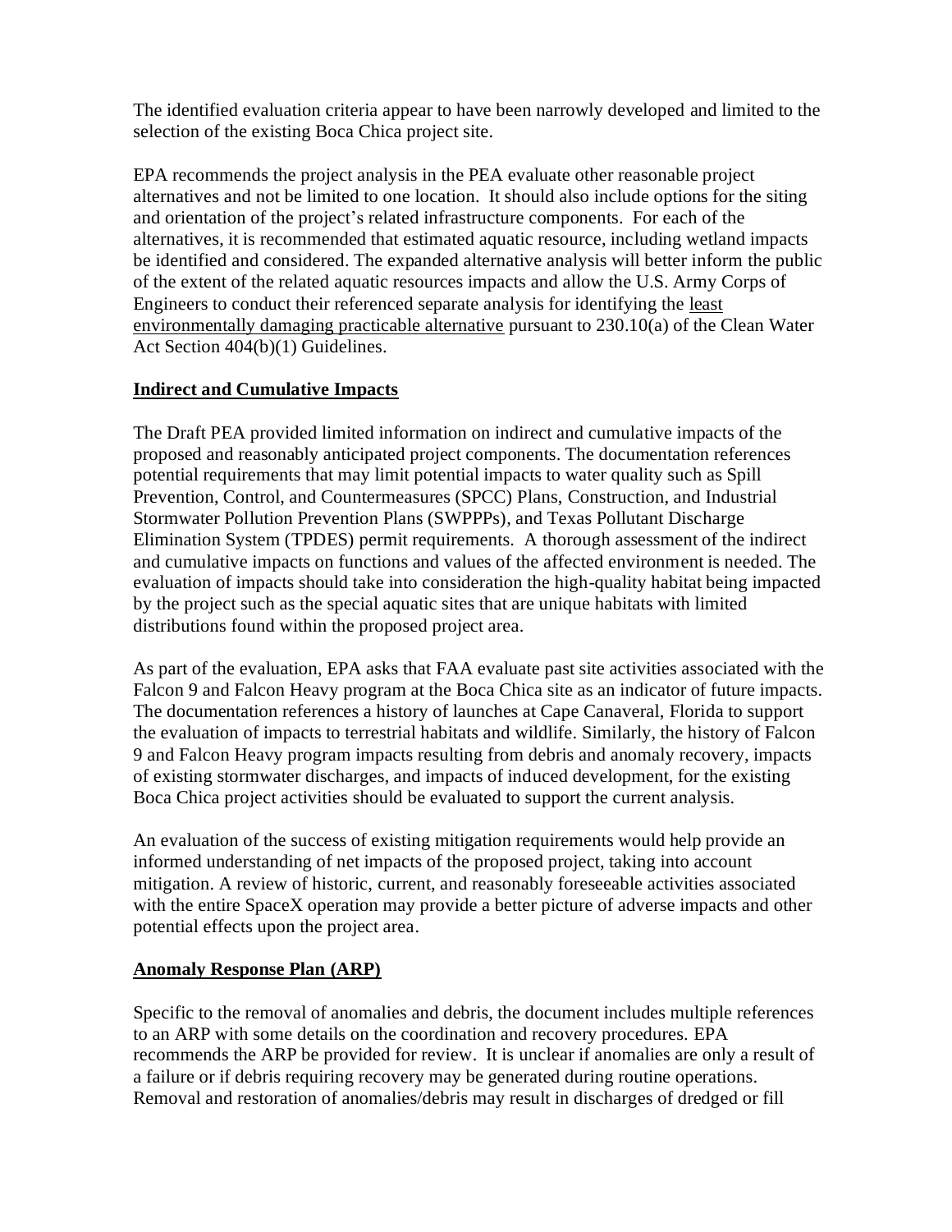The identified evaluation criteria appear to have been narrowly developed and limited to the selection of the existing Boca Chica project site.

EPA recommends the project analysis in the PEA evaluate other reasonable project alternatives and not be limited to one location. It should also include options for the siting and orientation of the project's related infrastructure components. For each of the alternatives, it is recommended that estimated aquatic resource, including wetland impacts be identified and considered. The expanded alternative analysis will better inform the public of the extent of the related aquatic resources impacts and allow the U.S. Army Corps of Engineers to conduct their referenced separate analysis for identifying the least environmentally damaging practicable alternative pursuant to 230.10(a) of the Clean Water Act Section 404(b)(1) Guidelines.

## Indirect and Cumulative Impacts

The Draft PEA provided limited information on indirect and cumulative impacts of the proposed and reasonably anticipated project components. The documentation references potential requirements that may limit potential impacts to water quality such as Spill Prevention, Control, and Countermeasures (SPCC) Plans, Construction, and Industrial Stormwater Pollution Prevention Plans (SWPPPs), and Texas Pollutant Discharge Elimination System (TPDES) permit requirements. A thorough assessment of the indirect and cumulative impacts on functions and values of the affected environment is needed. The evaluation of impacts should take into consideration the high-quality habitat being impacted by the project such as the special aquatic sites that are unique habitats with limited distributions found within the proposed project area.

As part of the evaluation, EPA asks that FAA evaluate past site activities associated with the Falcon 9 and Falcon Heavy program at the Boca Chica site as an indicator of future impacts. The documentation references a history of launches at Cape Canaveral, Florida to support the evaluation of impacts to terrestrial habitats and wildlife. Similarly, the history of Falcon 9 and Falcon Heavy program impacts resulting from debris and anomaly recovery, impacts of existing stormwater discharges, and impacts of induced development, for the existing Boca Chica project activities should be evaluated to support the current analysis.

An evaluation of the success of existing mitigation requirements would help provide an informed understanding of net impacts of the proposed project, taking into account mitigation. A review of historic, current, and reasonably foreseeable activities associated with the entire SpaceX operation may provide a better picture of adverse impacts and other potential effects upon the project area.

## Anomaly Response Plan (ARP)

Specific to the removal of anomalies and debris, the document includes multiple references to an ARP with some details on the coordination and recovery procedures. EPA recommends the ARP be provided for review. It is unclear if anomalies are only a result of a failure or if debris requiring recovery may be generated during routine operations. Removal and restoration of anomalies/debris may result in discharges of dredged or fill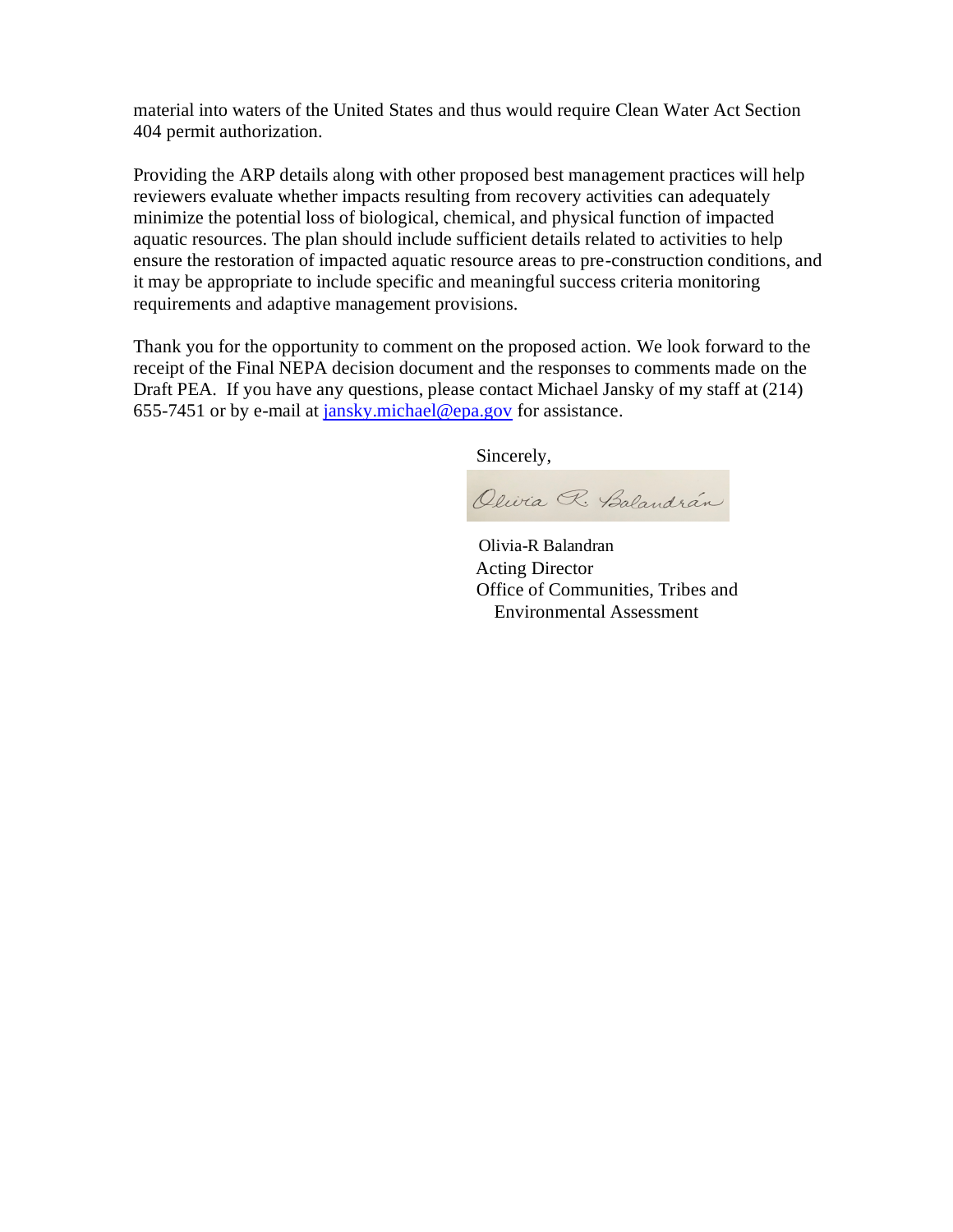material into waters of the United States and thus would require Clean Water Act Section 404 permit authorization.

Providing the ARP details along with other proposed best management practices will help reviewers evaluate whether impacts resulting from recovery activities can adequately minimize the potential loss of biological, chemical, and physical function of impacted aquatic resources. The plan should include sufficient details related to activities to help ensure the restoration of impacted aquatic resource areas to pre-construction conditions, and it may be appropriate to include specific and meaningful success criteria monitoring requirements and adaptive management provisions.

Thank you for the opportunity to comment on the proposed action. We look forward to the receipt of the Final NEPA decision document and the responses to comments made on the Draft PEA. If you have any questions, please contact Michael Jansky of my staff at (214) 655-7451 or by e-mail at jansky.michael@epa.gov for assistance.

Sincerely,

Olivia R. Balandrán

Olivia-R Balandran
Acting Director
Office of Communities, Tribes and
Environmental Assessment